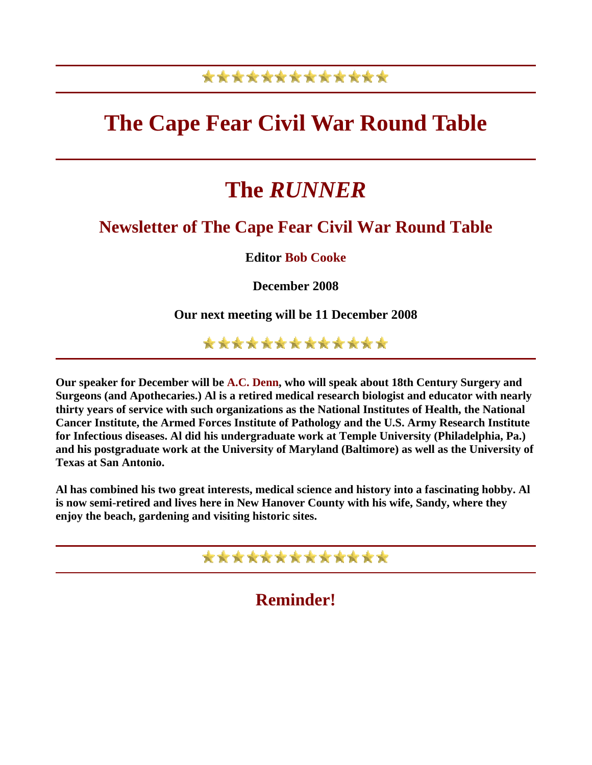# The Cape Fear Civil War Round Table

# The *RUNNER*

## Newsletter of The Cape Fear Civil War Round Table

**Editor Bob Cooke**

**December 2008**

**Our next meeting will be 11 December 2008**

**Our speaker for December will be A.C. Denn, who will speak about 18th Century Surgery and Surgeons (and Apothecaries.) Al is a retired medical research biologist and educator with nearly thirty years of service with such organizations as the National Institutes of Health, the National Cancer Institute, the Armed Forces Institute of Pathology and the U.S. Army Research Institute for Infectious diseases. Al did his undergraduate work at Temple University (Philadelphia, Pa.) and his postgraduate work at the University of Maryland (Baltimore) as well as the University of Texas at San Antonio.**

**Al has combined his two great interests, medical science and history into a fascinating hobby. Al is now semi-retired and lives here in New Hanover County with his wife, Sandy, where they enjoy the beach, gardening and visiting historic sites.**

## Reminder!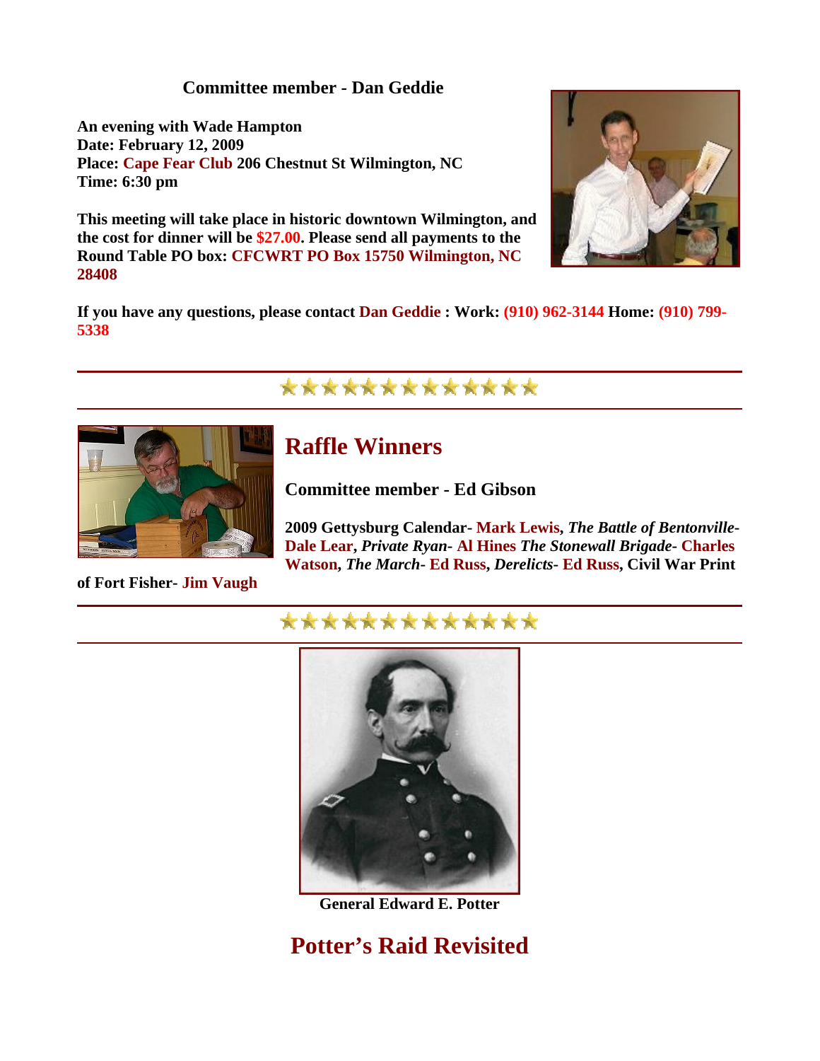**Committee member - Dan Geddie**

**An evening with Wade Hampton**
**Date: February 12, 2009**
**Place: Cape Fear Club 206 Chestnut St Wilmington, NC**
**Time: 6:30 pm**

**This meeting will take place in historic downtown Wilmington, and the cost for dinner will be $27.00. Please send all payments to the Round Table PO box: CFCWRT PO Box 15750 Wilmington, NC 28408**

**If you have any questions, please contact Dan Geddie : Work: (910) 962-3144 Home: (910) 799-5338**

---

## Raffle Winners

### Committee member - Ed Gibson

**2009 Gettysburg Calendar- Mark Lewis, *The Battle of Bentonville*- Dale Lear, *Private Ryan*- Al Hines *The Stonewall Brigade*- Charles Watson, *The March*- Ed Russ, *Derelicts*- Ed Russ, Civil War Print of Fort Fisher- Jim Vaugh**

---

**General Edward E. Potter**

## Potter's Raid Revisited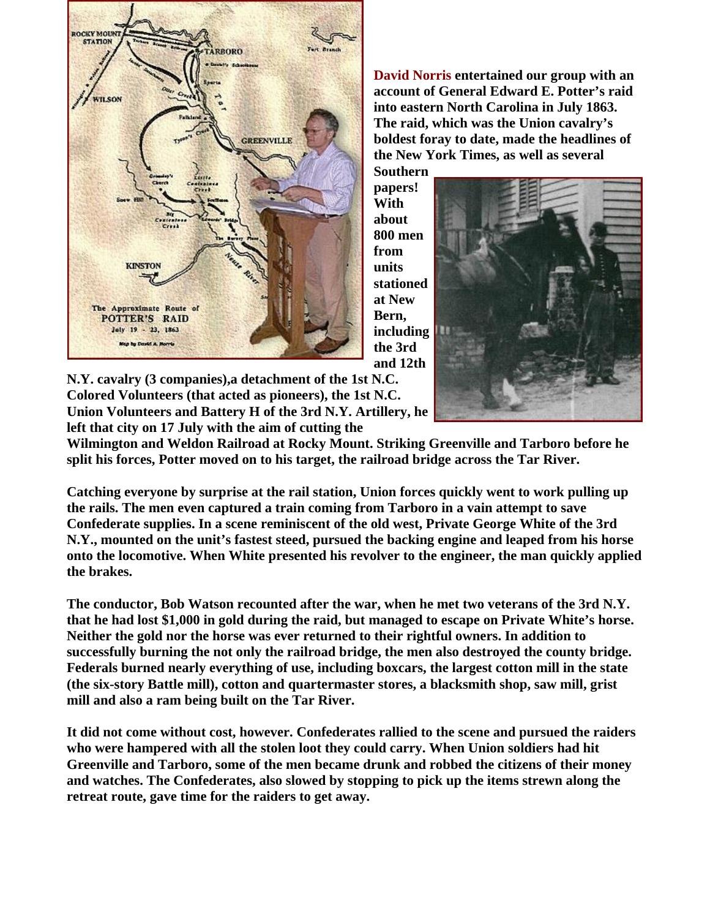**David Norris entertained our group with an account of General Edward E. Potter's raid into eastern North Carolina in July 1863. The raid, which was the Union cavalry's boldest foray to date, made the headlines of the New York Times, as well as several Southern papers! With about 800 men from units stationed at New Bern, including the 3rd and 12th N.Y. cavalry (3 companies),a detachment of the 1st N.C. Colored Volunteers (that acted as pioneers), the 1st N.C. Union Volunteers and Battery H of the 3rd N.Y. Artillery, he left that city on 17 July with the aim of cutting the Wilmington and Weldon Railroad at Rocky Mount. Striking Greenville and Tarboro before he split his forces, Potter moved on to his target, the railroad bridge across the Tar River.**

**Catching everyone by surprise at the rail station, Union forces quickly went to work pulling up the rails. The men even captured a train coming from Tarboro in a vain attempt to save Confederate supplies. In a scene reminiscent of the old west, Private George White of the 3rd N.Y., mounted on the unit's fastest steed, pursued the backing engine and leaped from his horse onto the locomotive. When White presented his revolver to the engineer, the man quickly applied the brakes.**

**The conductor, Bob Watson recounted after the war, when he met two veterans of the 3rd N.Y. that he had lost $1,000 in gold during the raid, but managed to escape on Private White's horse. Neither the gold nor the horse was ever returned to their rightful owners. In addition to successfully burning the not only the railroad bridge, the men also destroyed the county bridge. Federals burned nearly everything of use, including boxcars, the largest cotton mill in the state (the six-story Battle mill), cotton and quartermaster stores, a blacksmith shop, saw mill, grist mill and also a ram being built on the Tar River.**

**It did not come without cost, however. Confederates rallied to the scene and pursued the raiders who were hampered with all the stolen loot they could carry. When Union soldiers had hit Greenville and Tarboro, some of the men became drunk and robbed the citizens of their money and watches. The Confederates, also slowed by stopping to pick up the items strewn along the retreat route, gave time for the raiders to get away.**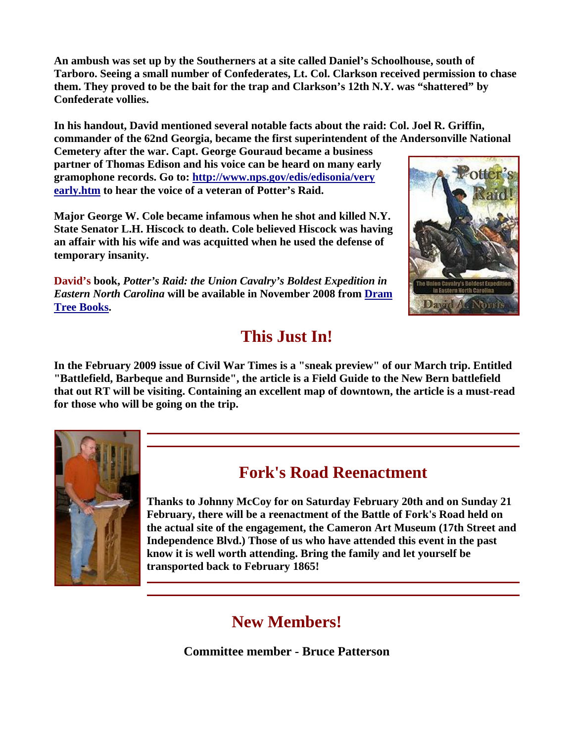**An ambush was set up by the Southerners at a site called Daniel's Schoolhouse, south of Tarboro. Seeing a small number of Confederates, Lt. Col. Clarkson received permission to chase them. They proved to be the bait for the trap and Clarkson's 12th N.Y. was "shattered" by Confederate vollies.**

**In his handout, David mentioned several notable facts about the raid: Col. Joel R. Griffin, commander of the 62nd Georgia, became the first superintendent of the Andersonville National Cemetery after the war. Capt. George Gouraud became a business partner of Thomas Edison and his voice can be heard on many early gramophone records. Go to: [http://www.nps.gov/edis/edisonia/very early.htm](http://www.nps.gov/edis/edisonia/veryearly.htm) to hear the voice of a veteran of Potter's Raid.**

**Major George W. Cole became infamous when he shot and killed N.Y. State Senator L.H. Hiscock to death. Cole believed Hiscock was having an affair with his wife and was acquitted when he used the defense of temporary insanity.**

**David's book, *Potter's Raid: the Union Cavalry's Boldest Expedition in Eastern North Carolina* will be available in November 2008 from [Dram Tree Books](Dram Tree Books).**

## This Just In!

**In the February 2009 issue of Civil War Times is a "sneak preview" of our March trip. Entitled "Battlefield, Barbeque and Burnside", the article is a Field Guide to the New Bern battlefield that out RT will be visiting. Containing an excellent map of downtown, the article is a must-read for those who will be going on the trip.**

## Fork's Road Reenactment

**Thanks to Johnny McCoy for on Saturday February 20th and on Sunday 21 February, there will be a reenactment of the Battle of Fork's Road held on the actual site of the engagement, the Cameron Art Museum (17th Street and Independence Blvd.) Those of us who have attended this event in the past know it is well worth attending. Bring the family and let yourself be transported back to February 1865!**

## New Members!

**Committee member - Bruce Patterson**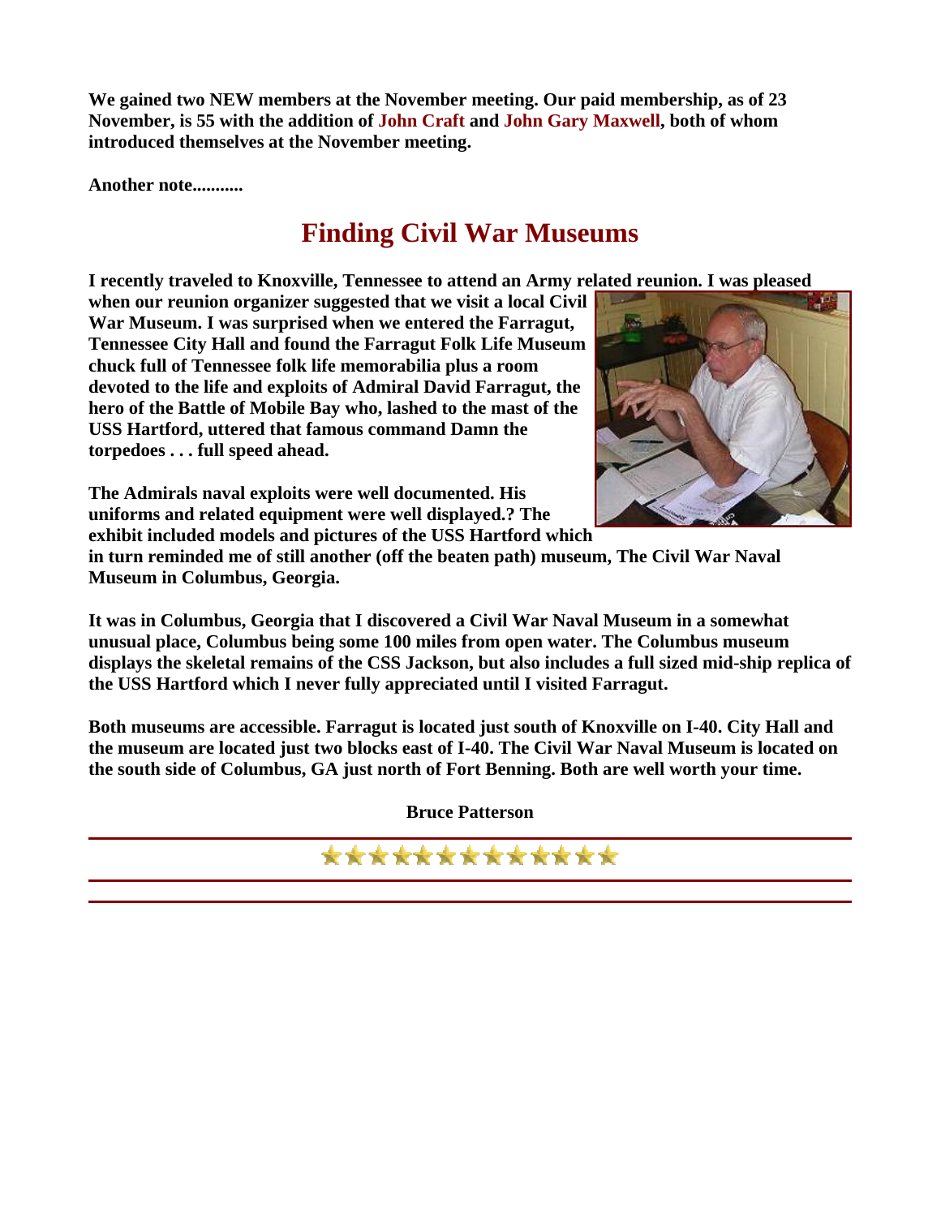**We gained two NEW members at the November meeting. Our paid membership, as of 23 November, is 55 with the addition of John Craft and John Gary Maxwell, both of whom introduced themselves at the November meeting.**

**Another note...........**

## Finding Civil War Museums

**I recently traveled to Knoxville, Tennessee to attend an Army related reunion. I was pleased when our reunion organizer suggested that we visit a local Civil War Museum. I was surprised when we entered the Farragut, Tennessee City Hall and found the Farragut Folk Life Museum chuck full of Tennessee folk life memorabilia plus a room devoted to the life and exploits of Admiral David Farragut, the hero of the Battle of Mobile Bay who, lashed to the mast of the USS Hartford, uttered that famous command Damn the torpedoes . . . full speed ahead.**

**The Admirals naval exploits were well documented. His uniforms and related equipment were well displayed.? The exhibit included models and pictures of the USS Hartford which in turn reminded me of still another (off the beaten path) museum, The Civil War Naval Museum in Columbus, Georgia.**

**It was in Columbus, Georgia that I discovered a Civil War Naval Museum in a somewhat unusual place, Columbus being some 100 miles from open water. The Columbus museum displays the skeletal remains of the CSS Jackson, but also includes a full sized mid-ship replica of the USS Hartford which I never fully appreciated until I visited Farragut.**

**Both museums are accessible. Farragut is located just south of Knoxville on I-40. City Hall and the museum are located just two blocks east of I-40. The Civil War Naval Museum is located on the south side of Columbus, GA just north of Fort Benning. Both are well worth your time.**

**Bruce Patterson**

---

★★★★★★★★★★★★★

---